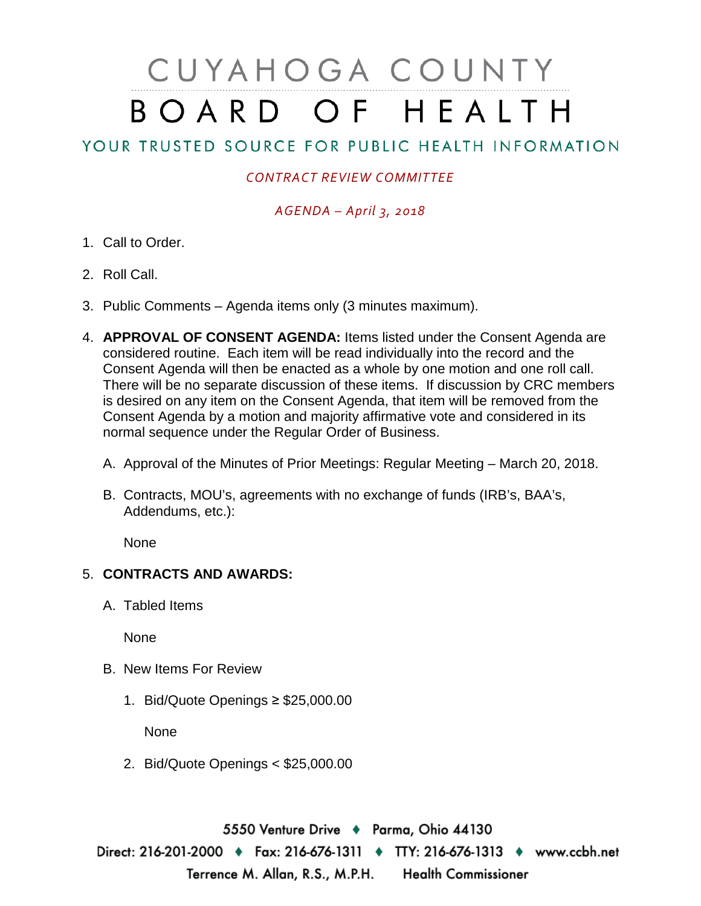# CUYAHOGA COUNTY
# BOARD OF HEALTH

## YOUR TRUSTED SOURCE FOR PUBLIC HEALTH INFORMATION

*CONTRACT REVIEW COMMITTEE*

*AGENDA – April 3, 2018*

1. Call to Order.

2. Roll Call.

3. Public Comments – Agenda items only (3 minutes maximum).

4. **APPROVAL OF CONSENT AGENDA:** Items listed under the Consent Agenda are considered routine. Each item will be read individually into the record and the Consent Agenda will then be enacted as a whole by one motion and one roll call. There will be no separate discussion of these items. If discussion by CRC members is desired on any item on the Consent Agenda, that item will be removed from the Consent Agenda by a motion and majority affirmative vote and considered in its normal sequence under the Regular Order of Business.

   A. Approval of the Minutes of Prior Meetings: Regular Meeting – March 20, 2018.

   B. Contracts, MOU's, agreements with no exchange of funds (IRB's, BAA's, Addendums, etc.):

      None

5. **CONTRACTS AND AWARDS:**

   A. Tabled Items

      None

   B. New Items For Review

      1. Bid/Quote Openings ≥ $25,000.00

         None

      2. Bid/Quote Openings < $25,000.00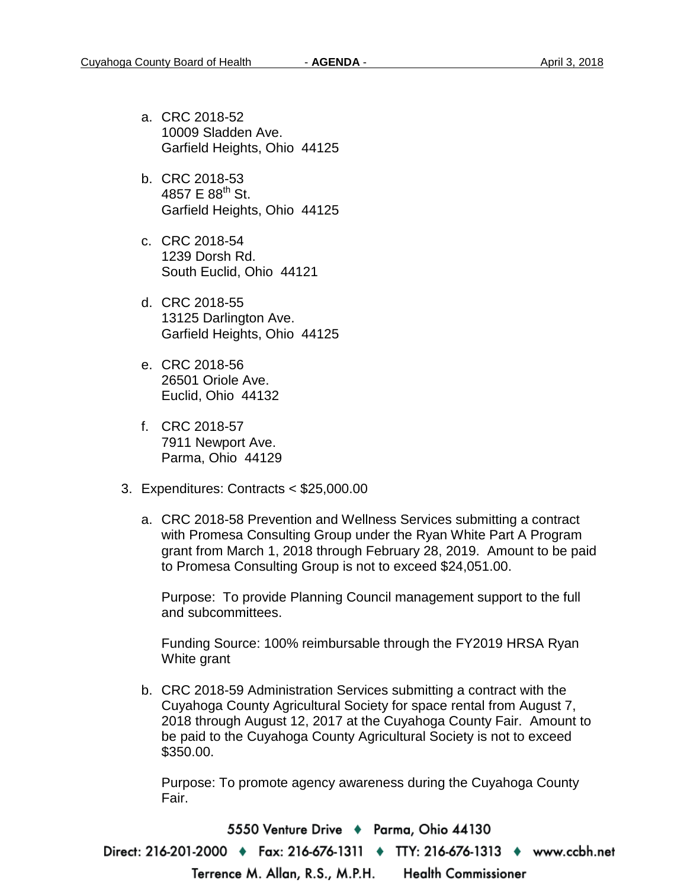a. CRC 2018-52
   10009 Sladden Ave.
   Garfield Heights, Ohio 44125

b. CRC 2018-53
   4857 E 88th St.
   Garfield Heights, Ohio 44125

c. CRC 2018-54
   1239 Dorsh Rd.
   South Euclid, Ohio 44121

d. CRC 2018-55
   13125 Darlington Ave.
   Garfield Heights, Ohio 44125

e. CRC 2018-56
   26501 Oriole Ave.
   Euclid, Ohio 44132

f. CRC 2018-57
   7911 Newport Ave.
   Parma, Ohio 44129

3. Expenditures: Contracts < $25,000.00

   a. CRC 2018-58 Prevention and Wellness Services submitting a contract with Promesa Consulting Group under the Ryan White Part A Program grant from March 1, 2018 through February 28, 2019. Amount to be paid to Promesa Consulting Group is not to exceed $24,051.00.

      Purpose: To provide Planning Council management support to the full and subcommittees.

      Funding Source: 100% reimbursable through the FY2019 HRSA Ryan White grant

   b. CRC 2018-59 Administration Services submitting a contract with the Cuyahoga County Agricultural Society for space rental from August 7, 2018 through August 12, 2017 at the Cuyahoga County Fair. Amount to be paid to the Cuyahoga County Agricultural Society is not to exceed $350.00.

      Purpose: To promote agency awareness during the Cuyahoga County Fair.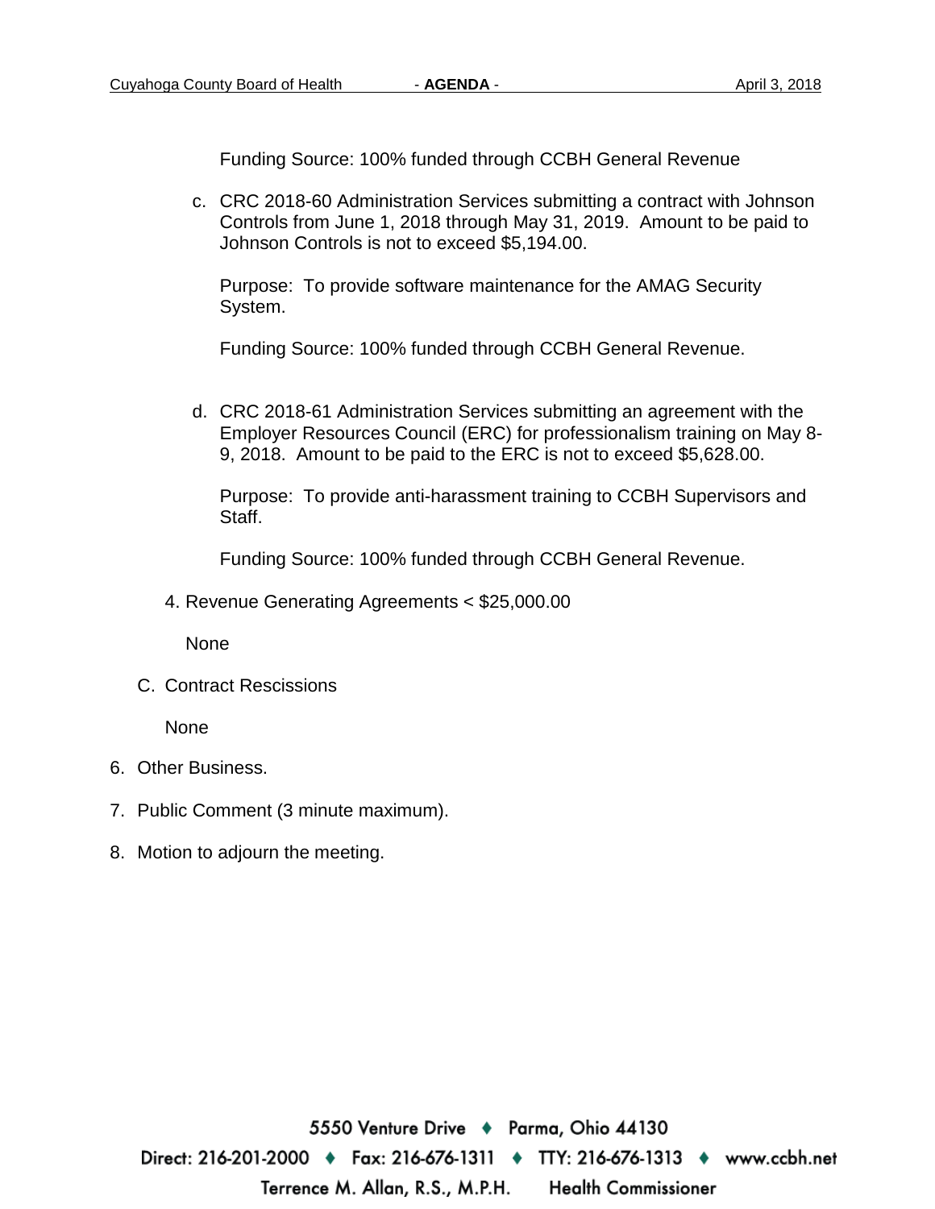Funding Source: 100% funded through CCBH General Revenue

c. CRC 2018-60 Administration Services submitting a contract with Johnson Controls from June 1, 2018 through May 31, 2019. Amount to be paid to Johnson Controls is not to exceed $5,194.00.

   Purpose: To provide software maintenance for the AMAG Security System.

   Funding Source: 100% funded through CCBH General Revenue.

d. CRC 2018-61 Administration Services submitting an agreement with the Employer Resources Council (ERC) for professionalism training on May 8-9, 2018. Amount to be paid to the ERC is not to exceed $5,628.00.

   Purpose: To provide anti-harassment training to CCBH Supervisors and Staff.

   Funding Source: 100% funded through CCBH General Revenue.

4. Revenue Generating Agreements < $25,000.00

   None

C. Contract Rescissions

   None

6. Other Business.

7. Public Comment (3 minute maximum).

8. Motion to adjourn the meeting.